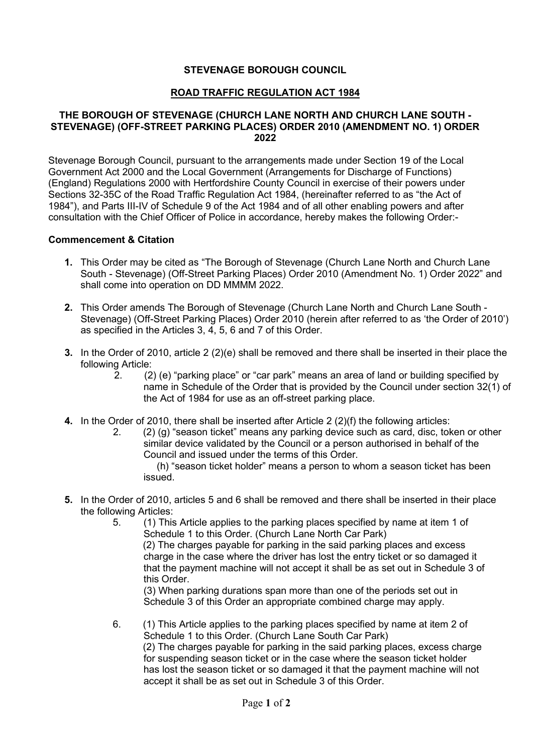**STEVENAGE BOROUGH COUNCIL**

**ROAD TRAFFIC REGULATION ACT 1984**

**THE BOROUGH OF STEVENAGE (CHURCH LANE NORTH AND CHURCH LANE SOUTH - STEVENAGE) (OFF-STREET PARKING PLACES) ORDER 2010 (AMENDMENT NO. 1) ORDER 2022**

Stevenage Borough Council, pursuant to the arrangements made under Section 19 of the Local Government Act 2000 and the Local Government (Arrangements for Discharge of Functions) (England) Regulations 2000 with Hertfordshire County Council in exercise of their powers under Sections 32-35C of the Road Traffic Regulation Act 1984, (hereinafter referred to as "the Act of 1984"), and Parts III-IV of Schedule 9 of the Act 1984 and of all other enabling powers and after consultation with the Chief Officer of Police in accordance, hereby makes the following Order:-

**Commencement & Citation**

**1.** This Order may be cited as "The Borough of Stevenage (Church Lane North and Church Lane South - Stevenage) (Off-Street Parking Places) Order 2010 (Amendment No. 1) Order 2022" and shall come into operation on DD MMMM 2022.

**2.** This Order amends The Borough of Stevenage (Church Lane North and Church Lane South - Stevenage) (Off-Street Parking Places) Order 2010 (herein after referred to as 'the Order of 2010') as specified in the Articles 3, 4, 5, 6 and 7 of this Order.

**3.** In the Order of 2010, article 2 (2)(e) shall be removed and there shall be inserted in their place the following Article:

2. (2) (e) "parking place" or "car park" means an area of land or building specified by name in Schedule of the Order that is provided by the Council under section 32(1) of the Act of 1984 for use as an off-street parking place.

**4.** In the Order of 2010, there shall be inserted after Article 2 (2)(f) the following articles:

2. (2) (g) "season ticket" means any parking device such as card, disc, token or other similar device validated by the Council or a person authorised in behalf of the Council and issued under the terms of this Order.

(h) "season ticket holder" means a person to whom a season ticket has been issued.

**5.** In the Order of 2010, articles 5 and 6 shall be removed and there shall be inserted in their place the following Articles:

5. (1) This Article applies to the parking places specified by name at item 1 of Schedule 1 to this Order. (Church Lane North Car Park)

(2) The charges payable for parking in the said parking places and excess charge in the case where the driver has lost the entry ticket or so damaged it that the payment machine will not accept it shall be as set out in Schedule 3 of this Order.

(3) When parking durations span more than one of the periods set out in Schedule 3 of this Order an appropriate combined charge may apply.

6. (1) This Article applies to the parking places specified by name at item 2 of Schedule 1 to this Order. (Church Lane South Car Park)

(2) The charges payable for parking in the said parking places, excess charge for suspending season ticket or in the case where the season ticket holder has lost the season ticket or so damaged it that the payment machine will not accept it shall be as set out in Schedule 3 of this Order.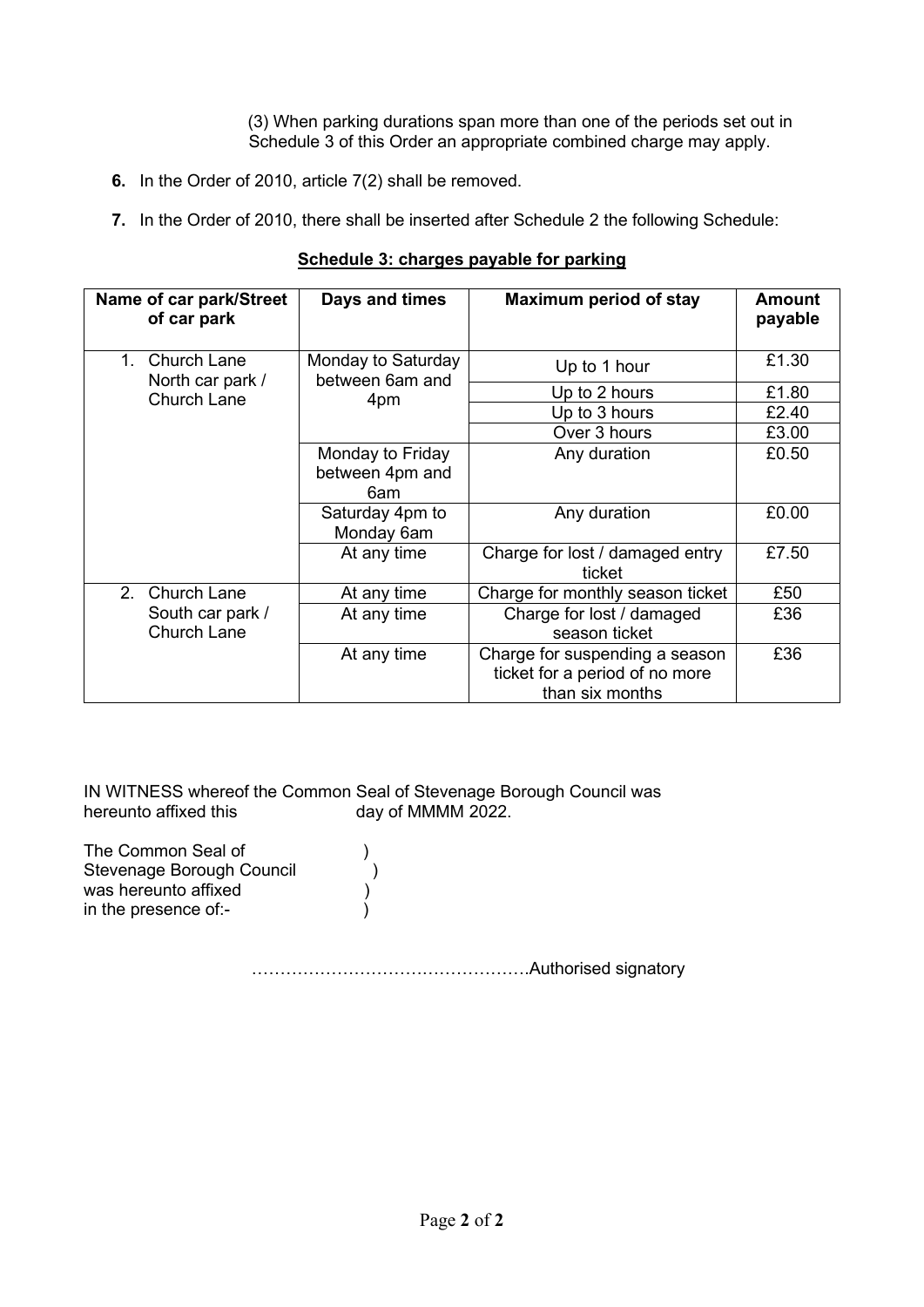(3) When parking durations span more than one of the periods set out in Schedule 3 of this Order an appropriate combined charge may apply.

**6.** In the Order of 2010, article 7(2) shall be removed.

**7.** In the Order of 2010, there shall be inserted after Schedule 2 the following Schedule:

**Schedule 3: charges payable for parking**

| Name of car park/Street of car park | Days and times | Maximum period of stay | Amount payable |
|---|---|---|---|
| 1. Church Lane North car park / Church Lane | Monday to Saturday between 6am and 4pm | Up to 1 hour | £1.30 |
| | | Up to 2 hours | £1.80 |
| | | Up to 3 hours | £2.40 |
| | | Over 3 hours | £3.00 |
| | Monday to Friday between 4pm and 6am | Any duration | £0.50 |
| | Saturday 4pm to Monday 6am | Any duration | £0.00 |
| | At any time | Charge for lost / damaged entry ticket | £7.50 |
| 2. Church Lane South car park / Church Lane | At any time | Charge for monthly season ticket | £50 |
| | At any time | Charge for lost / damaged season ticket | £36 |
| | At any time | Charge for suspending a season ticket for a period of no more than six months | £36 |

IN WITNESS whereof the Common Seal of Stevenage Borough Council was hereunto affixed this day of MMMM 2022.

The Common Seal of )
Stevenage Borough Council )
was hereunto affixed )
in the presence of:- )

………………………………………….Authorised signatory